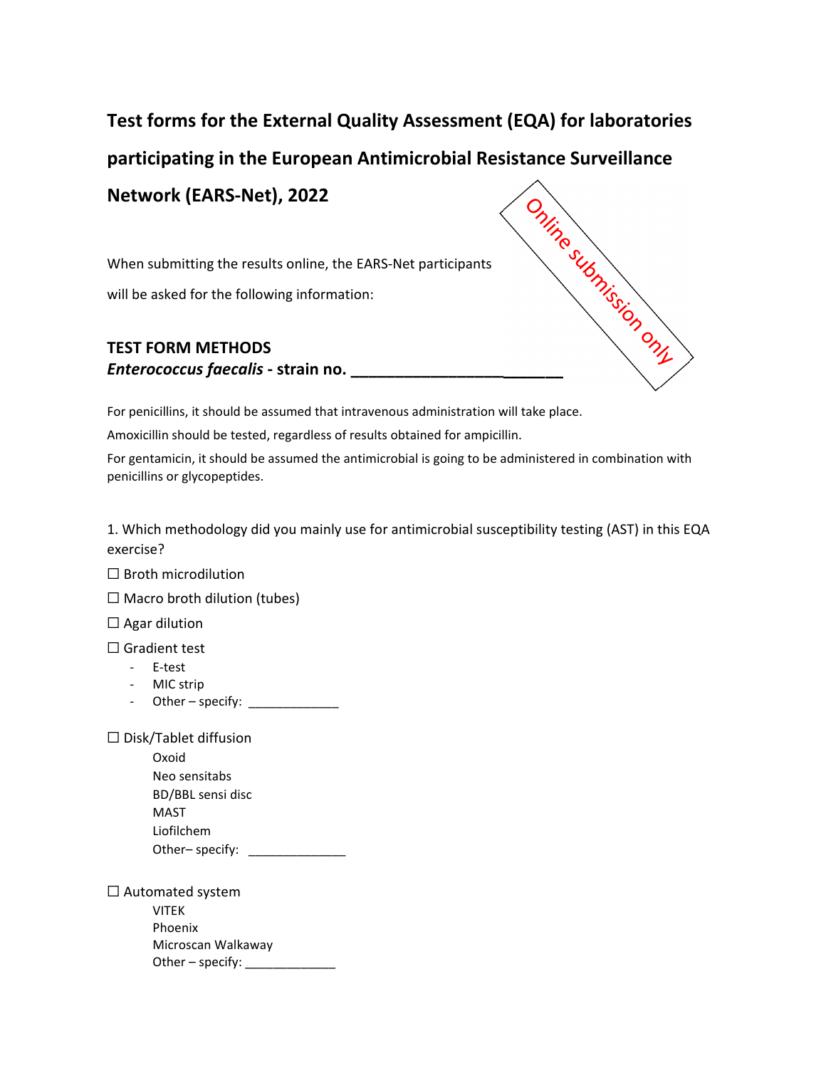# Test forms for the External Quality Assessment (EQA) for laboratories participating in the European Antimicrobial Resistance Surveillance Network (EARS-Net), 2022

Online submission only

When submitting the results online, the EARS-Net participants will be asked for the following information:

**TEST FORM METHODS**

***Enterococcus faecalis*** **- strain no. \_\_\_\_\_\_\_\_\_\_\_\_\_\_\_\_\_\_\_\_\_\_\_\_**

For penicillins, it should be assumed that intravenous administration will take place.

Amoxicillin should be tested, regardless of results obtained for ampicillin.

For gentamicin, it should be assumed the antimicrobial is going to be administered in combination with penicillins or glycopeptides.

1. Which methodology did you mainly use for antimicrobial susceptibility testing (AST) in this EQA exercise?

☐ Broth microdilution

☐ Macro broth dilution (tubes)

☐ Agar dilution

☐ Gradient test
- E-test
- MIC strip
- Other – specify: \_\_\_\_\_\_\_\_\_\_\_\_\_

☐ Disk/Tablet diffusion

Oxoid
Neo sensitabs
BD/BBL sensi disc
MAST
Liofilchem
Other– specify: \_\_\_\_\_\_\_\_\_\_\_\_\_\_

☐ Automated system

VITEK
Phoenix
Microscan Walkaway
Other – specify: \_\_\_\_\_\_\_\_\_\_\_\_\_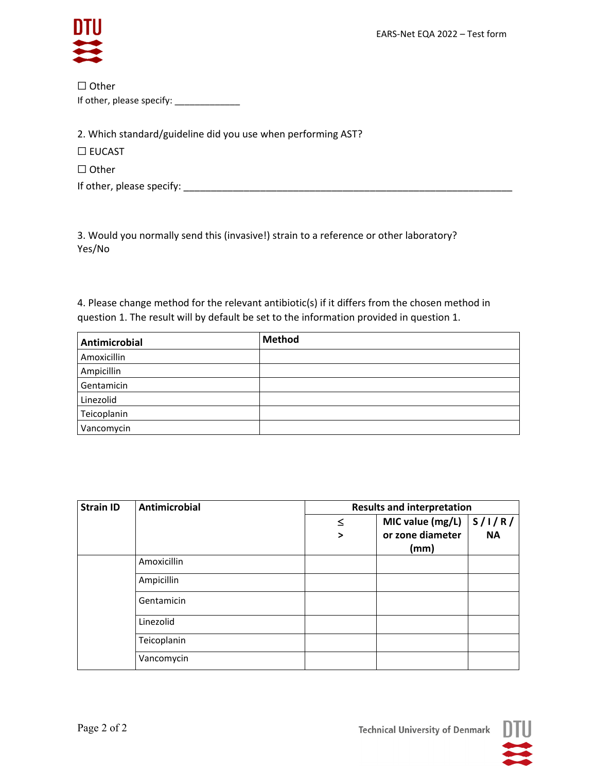☐ Other

If other, please specify: _____________

2. Which standard/guideline did you use when performing AST?

☐ EUCAST

☐ Other

If other, please specify: _________________________________________________________________

3. Would you normally send this (invasive!) strain to a reference or other laboratory?
Yes/No

4. Please change method for the relevant antibiotic(s) if it differs from the chosen method in question 1. The result will by default be set to the information provided in question 1.

| Antimicrobial | Method |
|---|---|
| Amoxicillin | |
| Ampicillin | |
| Gentamicin | |
| Linezolid | |
| Teicoplanin | |
| Vancomycin | |

| Strain ID | Antimicrobial | Results and interpretation | | |
|---|---|---|---|---|
| | | ≤<br>> | MIC value (mg/L) or zone diameter (mm) | S / I / R / NA |
| | Amoxicillin | | | |
| | Ampicillin | | | |
| | Gentamicin | | | |
| | Linezolid | | | |
| | Teicoplanin | | | |
| | Vancomycin | | | |